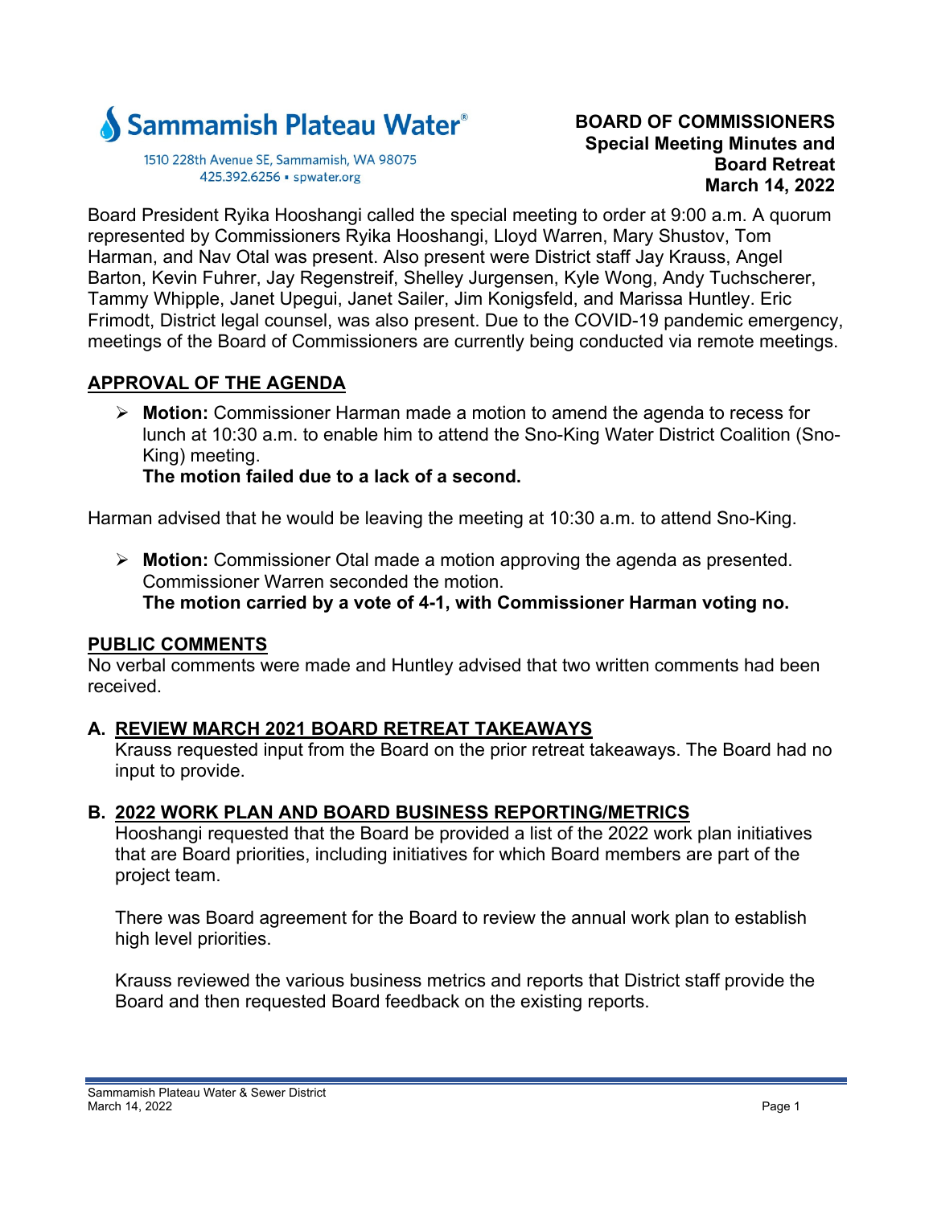Sammamish Plateau Water

1510 228th Avenue SE, Sammamish, WA 98075
425.392.6256 ▪ spwater.org

**BOARD OF COMMISSIONERS**
**Special Meeting Minutes and Board Retreat**
**March 14, 2022**

Board President Ryika Hooshangi called the special meeting to order at 9:00 a.m. A quorum represented by Commissioners Ryika Hooshangi, Lloyd Warren, Mary Shustov, Tom Harman, and Nav Otal was present. Also present were District staff Jay Krauss, Angel Barton, Kevin Fuhrer, Jay Regenstreif, Shelley Jurgensen, Kyle Wong, Andy Tuchscherer, Tammy Whipple, Janet Upegui, Janet Sailer, Jim Konigsfeld, and Marissa Huntley. Eric Frimodt, District legal counsel, was also present. Due to the COVID-19 pandemic emergency, meetings of the Board of Commissioners are currently being conducted via remote meetings.

## APPROVAL OF THE AGENDA

- **Motion:** Commissioner Harman made a motion to amend the agenda to recess for lunch at 10:30 a.m. to enable him to attend the Sno-King Water District Coalition (Sno-King) meeting.
  **The motion failed due to a lack of a second.**

Harman advised that he would be leaving the meeting at 10:30 a.m. to attend Sno-King.

- **Motion:** Commissioner Otal made a motion approving the agenda as presented. Commissioner Warren seconded the motion.
  **The motion carried by a vote of 4-1, with Commissioner Harman voting no.**

## PUBLIC COMMENTS

No verbal comments were made and Huntley advised that two written comments had been received.

## A. REVIEW MARCH 2021 BOARD RETREAT TAKEAWAYS

Krauss requested input from the Board on the prior retreat takeaways. The Board had no input to provide.

## B. 2022 WORK PLAN AND BOARD BUSINESS REPORTING/METRICS

Hooshangi requested that the Board be provided a list of the 2022 work plan initiatives that are Board priorities, including initiatives for which Board members are part of the project team.

There was Board agreement for the Board to review the annual work plan to establish high level priorities.

Krauss reviewed the various business metrics and reports that District staff provide the Board and then requested Board feedback on the existing reports.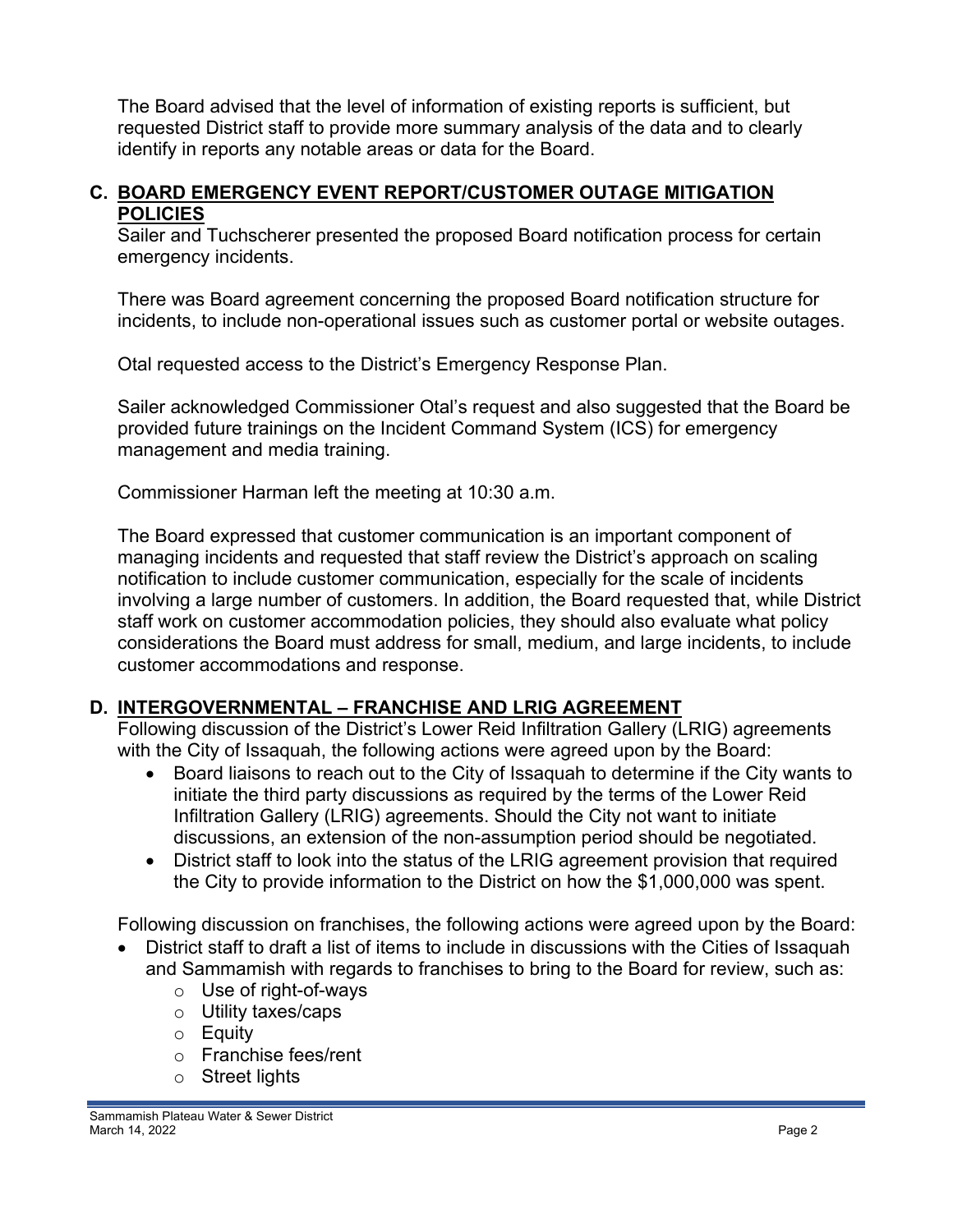The Board advised that the level of information of existing reports is sufficient, but requested District staff to provide more summary analysis of the data and to clearly identify in reports any notable areas or data for the Board.

## C. BOARD EMERGENCY EVENT REPORT/CUSTOMER OUTAGE MITIGATION POLICIES

Sailer and Tuchscherer presented the proposed Board notification process for certain emergency incidents.

There was Board agreement concerning the proposed Board notification structure for incidents, to include non-operational issues such as customer portal or website outages.

Otal requested access to the District's Emergency Response Plan.

Sailer acknowledged Commissioner Otal's request and also suggested that the Board be provided future trainings on the Incident Command System (ICS) for emergency management and media training.

Commissioner Harman left the meeting at 10:30 a.m.

The Board expressed that customer communication is an important component of managing incidents and requested that staff review the District's approach on scaling notification to include customer communication, especially for the scale of incidents involving a large number of customers. In addition, the Board requested that, while District staff work on customer accommodation policies, they should also evaluate what policy considerations the Board must address for small, medium, and large incidents, to include customer accommodations and response.

## D. INTERGOVERNMENTAL – FRANCHISE AND LRIG AGREEMENT

Following discussion of the District's Lower Reid Infiltration Gallery (LRIG) agreements with the City of Issaquah, the following actions were agreed upon by the Board:

- Board liaisons to reach out to the City of Issaquah to determine if the City wants to initiate the third party discussions as required by the terms of the Lower Reid Infiltration Gallery (LRIG) agreements. Should the City not want to initiate discussions, an extension of the non-assumption period should be negotiated.
- District staff to look into the status of the LRIG agreement provision that required the City to provide information to the District on how the $1,000,000 was spent.

Following discussion on franchises, the following actions were agreed upon by the Board:

- District staff to draft a list of items to include in discussions with the Cities of Issaquah and Sammamish with regards to franchises to bring to the Board for review, such as:
  - Use of right-of-ways
  - Utility taxes/caps
  - Equity
  - Franchise fees/rent
  - Street lights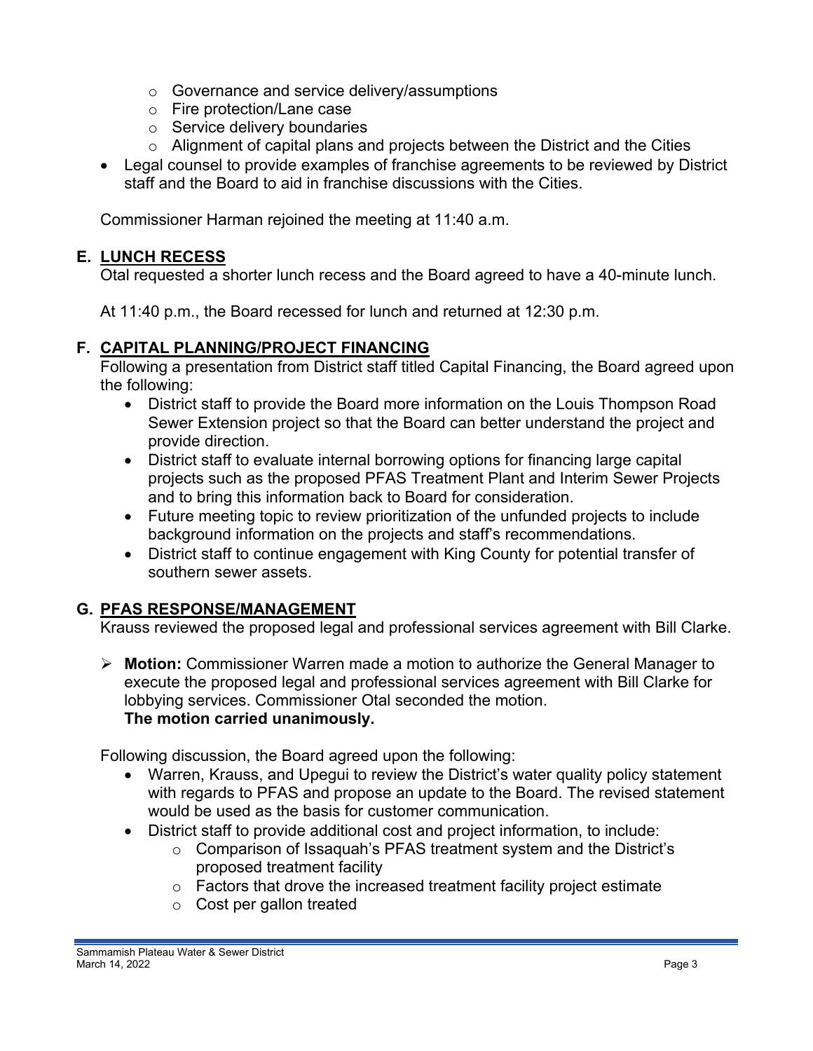- Governance and service delivery/assumptions
    - Fire protection/Lane case
    - Service delivery boundaries
    - Alignment of capital plans and projects between the District and the Cities
- Legal counsel to provide examples of franchise agreements to be reviewed by District staff and the Board to aid in franchise discussions with the Cities.

Commissioner Harman rejoined the meeting at 11:40 a.m.

## E. LUNCH RECESS

Otal requested a shorter lunch recess and the Board agreed to have a 40-minute lunch.

At 11:40 p.m., the Board recessed for lunch and returned at 12:30 p.m.

## F. CAPITAL PLANNING/PROJECT FINANCING

Following a presentation from District staff titled Capital Financing, the Board agreed upon the following:

- District staff to provide the Board more information on the Louis Thompson Road Sewer Extension project so that the Board can better understand the project and provide direction.
- District staff to evaluate internal borrowing options for financing large capital projects such as the proposed PFAS Treatment Plant and Interim Sewer Projects and to bring this information back to Board for consideration.
- Future meeting topic to review prioritization of the unfunded projects to include background information on the projects and staff's recommendations.
- District staff to continue engagement with King County for potential transfer of southern sewer assets.

## G. PFAS RESPONSE/MANAGEMENT

Krauss reviewed the proposed legal and professional services agreement with Bill Clarke.

- **Motion:** Commissioner Warren made a motion to authorize the General Manager to execute the proposed legal and professional services agreement with Bill Clarke for lobbying services. Commissioner Otal seconded the motion.
  **The motion carried unanimously.**

Following discussion, the Board agreed upon the following:

- Warren, Krauss, and Upegui to review the District's water quality policy statement with regards to PFAS and propose an update to the Board. The revised statement would be used as the basis for customer communication.
- District staff to provide additional cost and project information, to include:
    - Comparison of Issaquah's PFAS treatment system and the District's proposed treatment facility
    - Factors that drove the increased treatment facility project estimate
    - Cost per gallon treated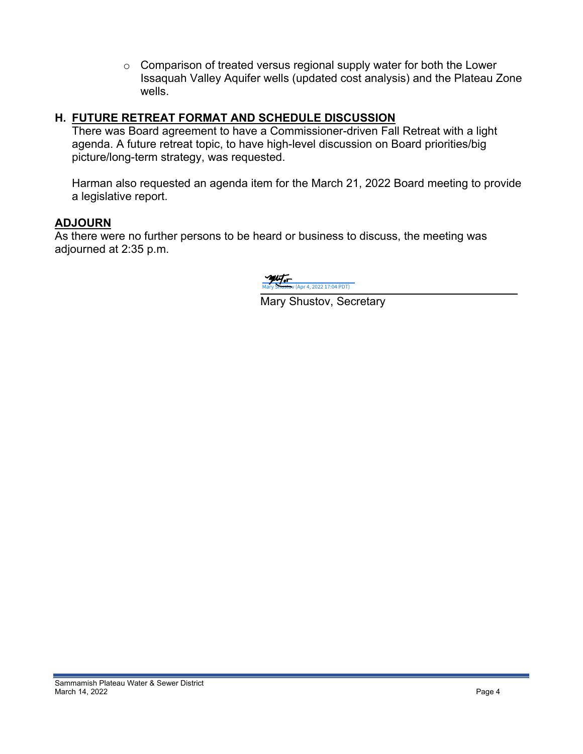- Comparison of treated versus regional supply water for both the Lower Issaquah Valley Aquifer wells (updated cost analysis) and the Plateau Zone wells.

## H. FUTURE RETREAT FORMAT AND SCHEDULE DISCUSSION

There was Board agreement to have a Commissioner-driven Fall Retreat with a light agenda. A future retreat topic, to have high-level discussion on Board priorities/big picture/long-term strategy, was requested.

Harman also requested an agenda item for the March 21, 2022 Board meeting to provide a legislative report.

## ADJOURN

As there were no further persons to be heard or business to discuss, the meeting was adjourned at 2:35 p.m.

Mary Shustov (Apr 4, 2022 17:04 PDT)

Mary Shustov, Secretary